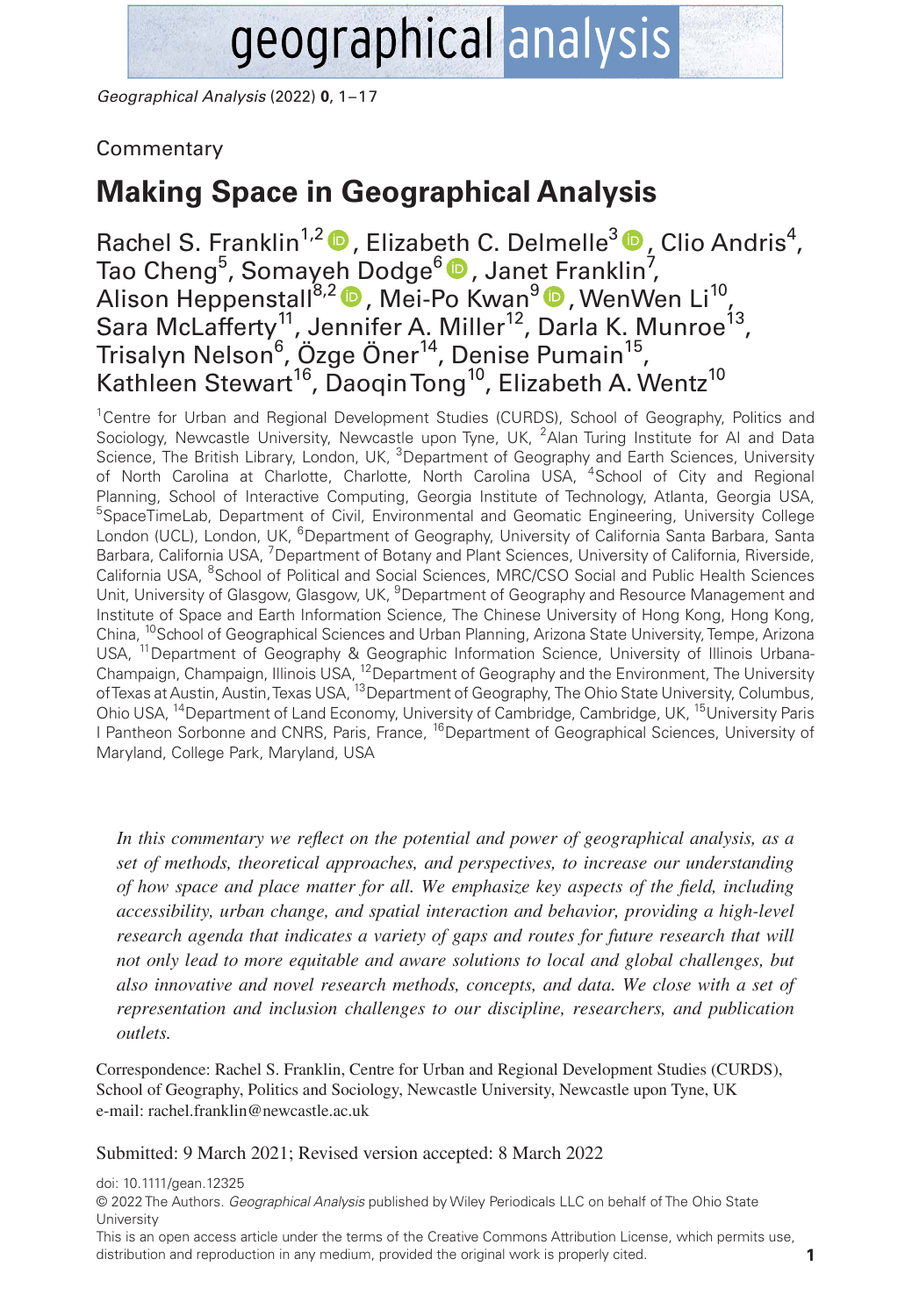Commentary

# Making Space in Geographical Analysis

Rachel S. Franklin[1,2], Elizabeth C. Delmelle[3], Clio Andris[4], Tao Cheng[5], Somayeh Dodge[6], Janet Franklin[7], Alison Heppenstall[8,2], Mei-Po Kwan[9], WenWen Li[10], Sara McLafferty[11], Jennifer A. Miller[12], Darla K. Munroe[13], Trisalyn Nelson[6], Özge Öner[14], Denise Pumain[15], Kathleen Stewart[16], Daoqin Tong[10], Elizabeth A. Wentz[10]

[1]Centre for Urban and Regional Development Studies (CURDS), School of Geography, Politics and Sociology, Newcastle University, Newcastle upon Tyne, UK, [2]Alan Turing Institute for AI and Data Science, The British Library, London, UK, [3]Department of Geography and Earth Sciences, University of North Carolina at Charlotte, Charlotte, North Carolina USA, [4]School of City and Regional Planning, School of Interactive Computing, Georgia Institute of Technology, Atlanta, Georgia USA, [5]SpaceTimeLab, Department of Civil, Environmental and Geomatic Engineering, University College London (UCL), London, UK, [6]Department of Geography, University of California Santa Barbara, Santa Barbara, California USA, [7]Department of Botany and Plant Sciences, University of California, Riverside, California USA, [8]School of Political and Social Sciences, MRC/CSO Social and Public Health Sciences Unit, University of Glasgow, Glasgow, UK, [9]Department of Geography and Resource Management and Institute of Space and Earth Information Science, The Chinese University of Hong Kong, Hong Kong, China, [10]School of Geographical Sciences and Urban Planning, Arizona State University, Tempe, Arizona USA, [11]Department of Geography & Geographic Information Science, University of Illinois Urbana-Champaign, Champaign, Illinois USA, [12]Department of Geography and the Environment, The University of Texas at Austin, Austin, Texas USA, [13]Department of Geography, The Ohio State University, Columbus, Ohio USA, [14]Department of Land Economy, University of Cambridge, Cambridge, UK, [15]University Paris I Pantheon Sorbonne and CNRS, Paris, France, [16]Department of Geographical Sciences, University of Maryland, College Park, Maryland, USA

*In this commentary we reflect on the potential and power of geographical analysis, as a set of methods, theoretical approaches, and perspectives, to increase our understanding of how space and place matter for all. We emphasize key aspects of the field, including accessibility, urban change, and spatial interaction and behavior, providing a high-level research agenda that indicates a variety of gaps and routes for future research that will not only lead to more equitable and aware solutions to local and global challenges, but also innovative and novel research methods, concepts, and data. We close with a set of representation and inclusion challenges to our discipline, researchers, and publication outlets.*

Correspondence: Rachel S. Franklin, Centre for Urban and Regional Development Studies (CURDS), School of Geography, Politics and Sociology, Newcastle University, Newcastle upon Tyne, UK
e-mail: rachel.franklin@newcastle.ac.uk

Submitted: 9 March 2021; Revised version accepted: 8 March 2022

doi: 10.1111/gean.12325
© 2022 The Authors. *Geographical Analysis* published by Wiley Periodicals LLC on behalf of The Ohio State University
This is an open access article under the terms of the Creative Commons Attribution License, which permits use, distribution and reproduction in any medium, provided the original work is properly cited.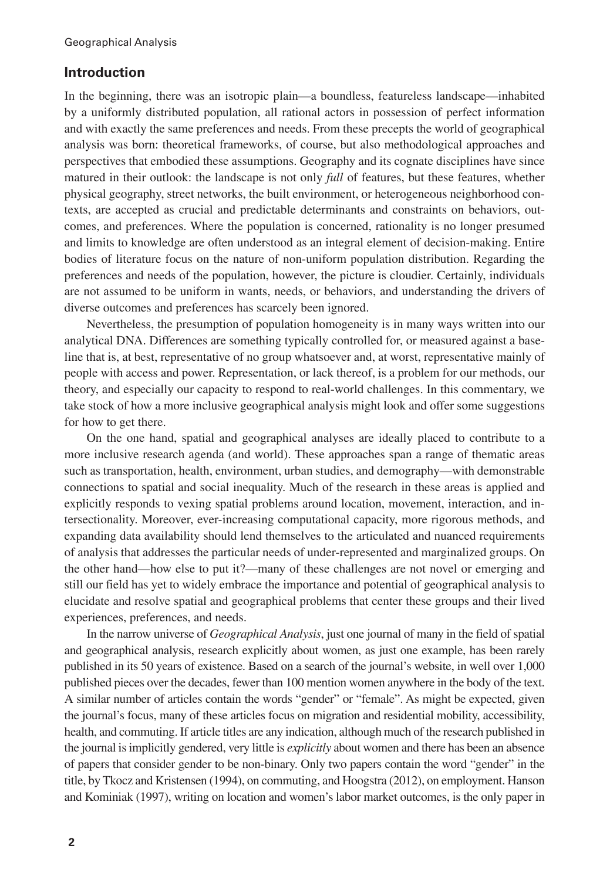## Introduction

In the beginning, there was an isotropic plain—a boundless, featureless landscape—inhabited by a uniformly distributed population, all rational actors in possession of perfect information and with exactly the same preferences and needs. From these precepts the world of geographical analysis was born: theoretical frameworks, of course, but also methodological approaches and perspectives that embodied these assumptions. Geography and its cognate disciplines have since matured in their outlook: the landscape is not only *full* of features, but these features, whether physical geography, street networks, the built environment, or heterogeneous neighborhood contexts, are accepted as crucial and predictable determinants and constraints on behaviors, outcomes, and preferences. Where the population is concerned, rationality is no longer presumed and limits to knowledge are often understood as an integral element of decision-making. Entire bodies of literature focus on the nature of non-uniform population distribution. Regarding the preferences and needs of the population, however, the picture is cloudier. Certainly, individuals are not assumed to be uniform in wants, needs, or behaviors, and understanding the drivers of diverse outcomes and preferences has scarcely been ignored.

Nevertheless, the presumption of population homogeneity is in many ways written into our analytical DNA. Differences are something typically controlled for, or measured against a baseline that is, at best, representative of no group whatsoever and, at worst, representative mainly of people with access and power. Representation, or lack thereof, is a problem for our methods, our theory, and especially our capacity to respond to real-world challenges. In this commentary, we take stock of how a more inclusive geographical analysis might look and offer some suggestions for how to get there.

On the one hand, spatial and geographical analyses are ideally placed to contribute to a more inclusive research agenda (and world). These approaches span a range of thematic areas such as transportation, health, environment, urban studies, and demography—with demonstrable connections to spatial and social inequality. Much of the research in these areas is applied and explicitly responds to vexing spatial problems around location, movement, interaction, and intersectionality. Moreover, ever-increasing computational capacity, more rigorous methods, and expanding data availability should lend themselves to the articulated and nuanced requirements of analysis that addresses the particular needs of under-represented and marginalized groups. On the other hand—how else to put it?—many of these challenges are not novel or emerging and still our field has yet to widely embrace the importance and potential of geographical analysis to elucidate and resolve spatial and geographical problems that center these groups and their lived experiences, preferences, and needs.

In the narrow universe of *Geographical Analysis*, just one journal of many in the field of spatial and geographical analysis, research explicitly about women, as just one example, has been rarely published in its 50 years of existence. Based on a search of the journal's website, in well over 1,000 published pieces over the decades, fewer than 100 mention women anywhere in the body of the text. A similar number of articles contain the words "gender" or "female". As might be expected, given the journal's focus, many of these articles focus on migration and residential mobility, accessibility, health, and commuting. If article titles are any indication, although much of the research published in the journal is implicitly gendered, very little is *explicitly* about women and there has been an absence of papers that consider gender to be non-binary. Only two papers contain the word "gender" in the title, by Tkocz and Kristensen (1994), on commuting, and Hoogstra (2012), on employment. Hanson and Kominiak (1997), writing on location and women's labor market outcomes, is the only paper in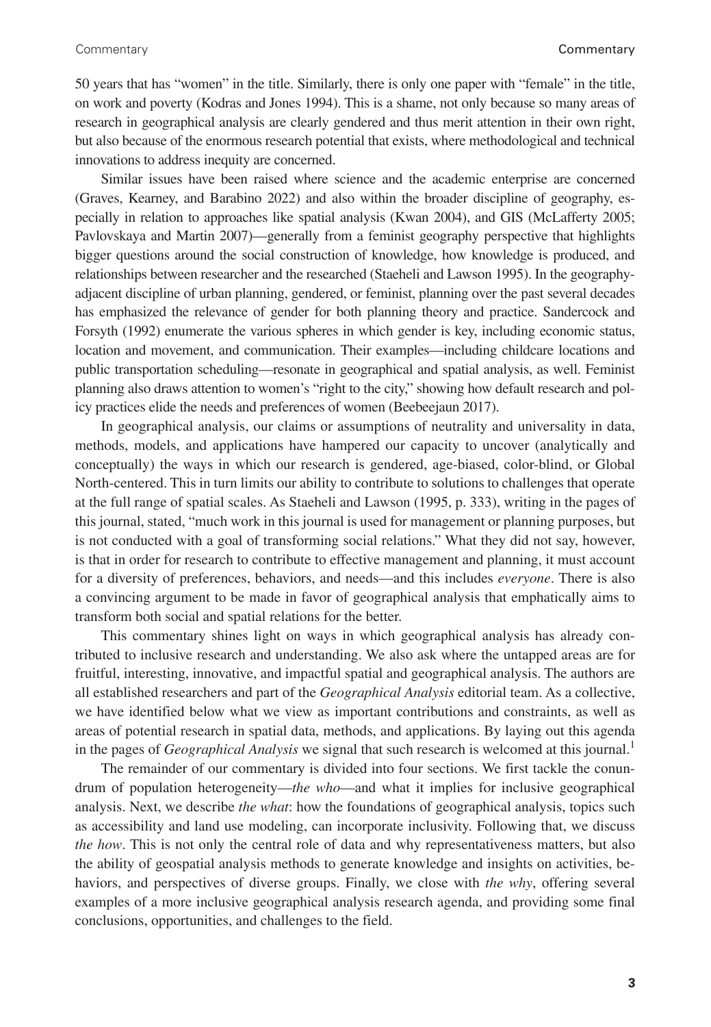50 years that has "women" in the title. Similarly, there is only one paper with "female" in the title, on work and poverty (Kodras and Jones 1994). This is a shame, not only because so many areas of research in geographical analysis are clearly gendered and thus merit attention in their own right, but also because of the enormous research potential that exists, where methodological and technical innovations to address inequity are concerned.

Similar issues have been raised where science and the academic enterprise are concerned (Graves, Kearney, and Barabino 2022) and also within the broader discipline of geography, especially in relation to approaches like spatial analysis (Kwan 2004), and GIS (McLafferty 2005; Pavlovskaya and Martin 2007)—generally from a feminist geography perspective that highlights bigger questions around the social construction of knowledge, how knowledge is produced, and relationships between researcher and the researched (Staeheli and Lawson 1995). In the geography-adjacent discipline of urban planning, gendered, or feminist, planning over the past several decades has emphasized the relevance of gender for both planning theory and practice. Sandercock and Forsyth (1992) enumerate the various spheres in which gender is key, including economic status, location and movement, and communication. Their examples—including childcare locations and public transportation scheduling—resonate in geographical and spatial analysis, as well. Feminist planning also draws attention to women's "right to the city," showing how default research and policy practices elide the needs and preferences of women (Beebeejaun 2017).

In geographical analysis, our claims or assumptions of neutrality and universality in data, methods, models, and applications have hampered our capacity to uncover (analytically and conceptually) the ways in which our research is gendered, age-biased, color-blind, or Global North-centered. This in turn limits our ability to contribute to solutions to challenges that operate at the full range of spatial scales. As Staeheli and Lawson (1995, p. 333), writing in the pages of this journal, stated, "much work in this journal is used for management or planning purposes, but is not conducted with a goal of transforming social relations." What they did not say, however, is that in order for research to contribute to effective management and planning, it must account for a diversity of preferences, behaviors, and needs—and this includes *everyone*. There is also a convincing argument to be made in favor of geographical analysis that emphatically aims to transform both social and spatial relations for the better.

This commentary shines light on ways in which geographical analysis has already contributed to inclusive research and understanding. We also ask where the untapped areas are for fruitful, interesting, innovative, and impactful spatial and geographical analysis. The authors are all established researchers and part of the *Geographical Analysis* editorial team. As a collective, we have identified below what we view as important contributions and constraints, as well as areas of potential research in spatial data, methods, and applications. By laying out this agenda in the pages of *Geographical Analysis* we signal that such research is welcomed at this journal.[1]

The remainder of our commentary is divided into four sections. We first tackle the conundrum of population heterogeneity—*the who*—and what it implies for inclusive geographical analysis. Next, we describe *the what*: how the foundations of geographical analysis, topics such as accessibility and land use modeling, can incorporate inclusivity. Following that, we discuss *the how*. This is not only the central role of data and why representativeness matters, but also the ability of geospatial analysis methods to generate knowledge and insights on activities, behaviors, and perspectives of diverse groups. Finally, we close with *the why*, offering several examples of a more inclusive geographical analysis research agenda, and providing some final conclusions, opportunities, and challenges to the field.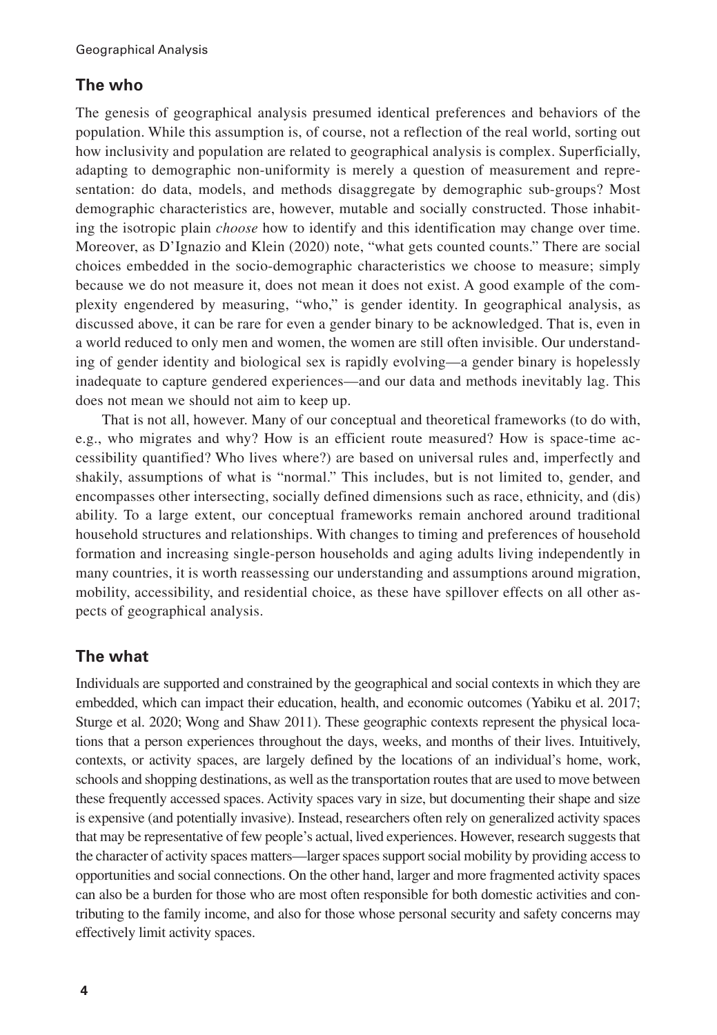## The who

The genesis of geographical analysis presumed identical preferences and behaviors of the population. While this assumption is, of course, not a reflection of the real world, sorting out how inclusivity and population are related to geographical analysis is complex. Superficially, adapting to demographic non-uniformity is merely a question of measurement and representation: do data, models, and methods disaggregate by demographic sub-groups? Most demographic characteristics are, however, mutable and socially constructed. Those inhabiting the isotropic plain *choose* how to identify and this identification may change over time. Moreover, as D'Ignazio and Klein (2020) note, "what gets counted counts." There are social choices embedded in the socio-demographic characteristics we choose to measure; simply because we do not measure it, does not mean it does not exist. A good example of the complexity engendered by measuring, "who," is gender identity. In geographical analysis, as discussed above, it can be rare for even a gender binary to be acknowledged. That is, even in a world reduced to only men and women, the women are still often invisible. Our understanding of gender identity and biological sex is rapidly evolving—a gender binary is hopelessly inadequate to capture gendered experiences—and our data and methods inevitably lag. This does not mean we should not aim to keep up.

That is not all, however. Many of our conceptual and theoretical frameworks (to do with, e.g., who migrates and why? How is an efficient route measured? How is space-time accessibility quantified? Who lives where?) are based on universal rules and, imperfectly and shakily, assumptions of what is "normal." This includes, but is not limited to, gender, and encompasses other intersecting, socially defined dimensions such as race, ethnicity, and (dis)ability. To a large extent, our conceptual frameworks remain anchored around traditional household structures and relationships. With changes to timing and preferences of household formation and increasing single-person households and aging adults living independently in many countries, it is worth reassessing our understanding and assumptions around migration, mobility, accessibility, and residential choice, as these have spillover effects on all other aspects of geographical analysis.

## The what

Individuals are supported and constrained by the geographical and social contexts in which they are embedded, which can impact their education, health, and economic outcomes (Yabiku et al. 2017; Sturge et al. 2020; Wong and Shaw 2011). These geographic contexts represent the physical locations that a person experiences throughout the days, weeks, and months of their lives. Intuitively, contexts, or activity spaces, are largely defined by the locations of an individual's home, work, schools and shopping destinations, as well as the transportation routes that are used to move between these frequently accessed spaces. Activity spaces vary in size, but documenting their shape and size is expensive (and potentially invasive). Instead, researchers often rely on generalized activity spaces that may be representative of few people's actual, lived experiences. However, research suggests that the character of activity spaces matters—larger spaces support social mobility by providing access to opportunities and social connections. On the other hand, larger and more fragmented activity spaces can also be a burden for those who are most often responsible for both domestic activities and contributing to the family income, and also for those whose personal security and safety concerns may effectively limit activity spaces.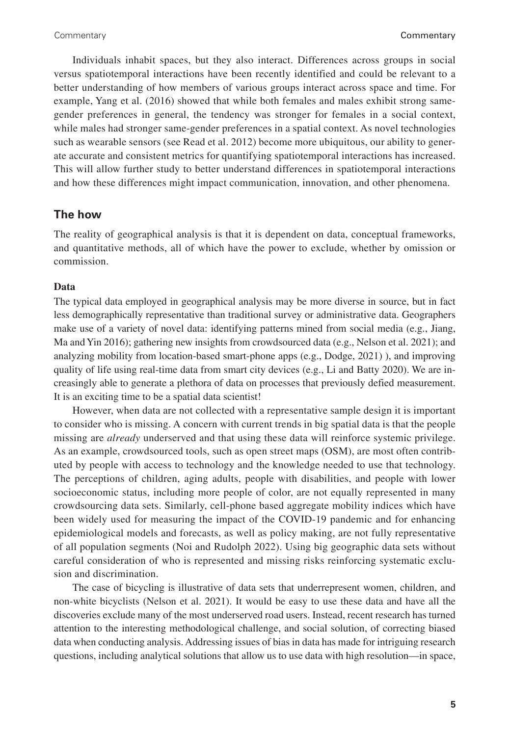Individuals inhabit spaces, but they also interact. Differences across groups in social versus spatiotemporal interactions have been recently identified and could be relevant to a better understanding of how members of various groups interact across space and time. For example, Yang et al. (2016) showed that while both females and males exhibit strong same-gender preferences in general, the tendency was stronger for females in a social context, while males had stronger same-gender preferences in a spatial context. As novel technologies such as wearable sensors (see Read et al. 2012) become more ubiquitous, our ability to generate accurate and consistent metrics for quantifying spatiotemporal interactions has increased. This will allow further study to better understand differences in spatiotemporal interactions and how these differences might impact communication, innovation, and other phenomena.

## The how

The reality of geographical analysis is that it is dependent on data, conceptual frameworks, and quantitative methods, all of which have the power to exclude, whether by omission or commission.

### Data

The typical data employed in geographical analysis may be more diverse in source, but in fact less demographically representative than traditional survey or administrative data. Geographers make use of a variety of novel data: identifying patterns mined from social media (e.g., Jiang, Ma and Yin 2016); gathering new insights from crowdsourced data (e.g., Nelson et al. 2021); and analyzing mobility from location-based smart-phone apps (e.g., Dodge, 2021) ), and improving quality of life using real-time data from smart city devices (e.g., Li and Batty 2020). We are increasingly able to generate a plethora of data on processes that previously defied measurement. It is an exciting time to be a spatial data scientist!

However, when data are not collected with a representative sample design it is important to consider who is missing. A concern with current trends in big spatial data is that the people missing are *already* underserved and that using these data will reinforce systemic privilege. As an example, crowdsourced tools, such as open street maps (OSM), are most often contributed by people with access to technology and the knowledge needed to use that technology. The perceptions of children, aging adults, people with disabilities, and people with lower socioeconomic status, including more people of color, are not equally represented in many crowdsourcing data sets. Similarly, cell-phone based aggregate mobility indices which have been widely used for measuring the impact of the COVID-19 pandemic and for enhancing epidemiological models and forecasts, as well as policy making, are not fully representative of all population segments (Noi and Rudolph 2022). Using big geographic data sets without careful consideration of who is represented and missing risks reinforcing systematic exclusion and discrimination.

The case of bicycling is illustrative of data sets that underrepresent women, children, and non-white bicyclists (Nelson et al. 2021). It would be easy to use these data and have all the discoveries exclude many of the most underserved road users. Instead, recent research has turned attention to the interesting methodological challenge, and social solution, of correcting biased data when conducting analysis. Addressing issues of bias in data has made for intriguing research questions, including analytical solutions that allow us to use data with high resolution—in space,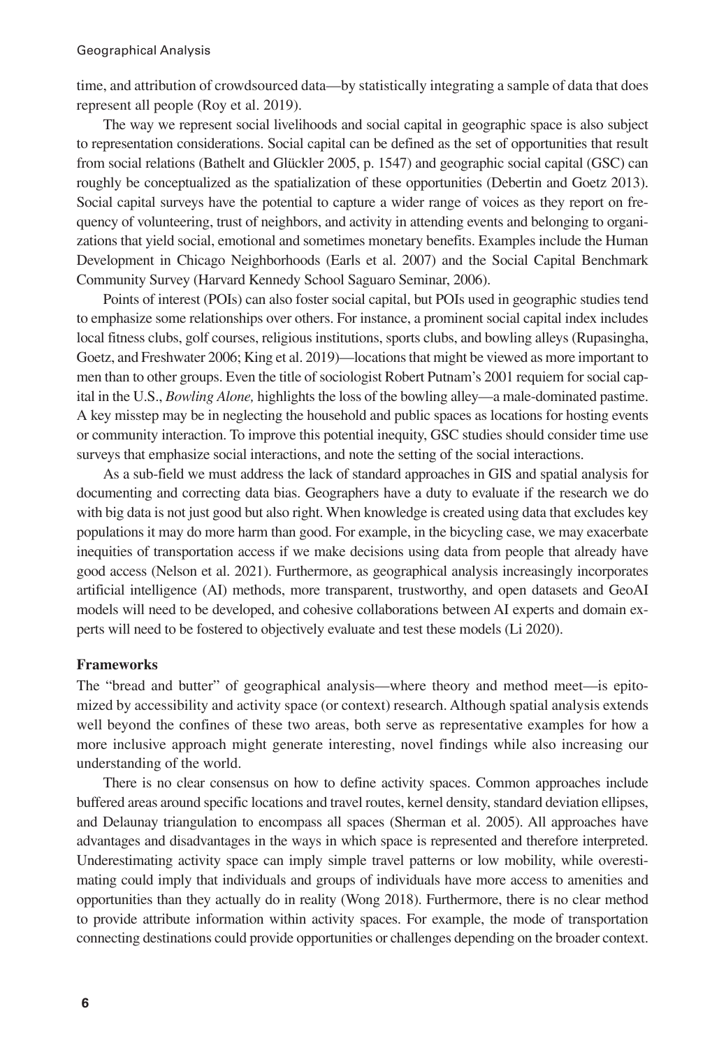time, and attribution of crowdsourced data—by statistically integrating a sample of data that does represent all people (Roy et al. 2019).

The way we represent social livelihoods and social capital in geographic space is also subject to representation considerations. Social capital can be defined as the set of opportunities that result from social relations (Bathelt and Glückler 2005, p. 1547) and geographic social capital (GSC) can roughly be conceptualized as the spatialization of these opportunities (Debertin and Goetz 2013). Social capital surveys have the potential to capture a wider range of voices as they report on frequency of volunteering, trust of neighbors, and activity in attending events and belonging to organizations that yield social, emotional and sometimes monetary benefits. Examples include the Human Development in Chicago Neighborhoods (Earls et al. 2007) and the Social Capital Benchmark Community Survey (Harvard Kennedy School Saguaro Seminar, 2006).

Points of interest (POIs) can also foster social capital, but POIs used in geographic studies tend to emphasize some relationships over others. For instance, a prominent social capital index includes local fitness clubs, golf courses, religious institutions, sports clubs, and bowling alleys (Rupasingha, Goetz, and Freshwater 2006; King et al. 2019)—locations that might be viewed as more important to men than to other groups. Even the title of sociologist Robert Putnam's 2001 requiem for social capital in the U.S., *Bowling Alone,* highlights the loss of the bowling alley—a male-dominated pastime. A key misstep may be in neglecting the household and public spaces as locations for hosting events or community interaction. To improve this potential inequity, GSC studies should consider time use surveys that emphasize social interactions, and note the setting of the social interactions.

As a sub-field we must address the lack of standard approaches in GIS and spatial analysis for documenting and correcting data bias. Geographers have a duty to evaluate if the research we do with big data is not just good but also right. When knowledge is created using data that excludes key populations it may do more harm than good. For example, in the bicycling case, we may exacerbate inequities of transportation access if we make decisions using data from people that already have good access (Nelson et al. 2021). Furthermore, as geographical analysis increasingly incorporates artificial intelligence (AI) methods, more transparent, trustworthy, and open datasets and GeoAI models will need to be developed, and cohesive collaborations between AI experts and domain experts will need to be fostered to objectively evaluate and test these models (Li 2020).

**Frameworks**

The "bread and butter" of geographical analysis—where theory and method meet—is epitomized by accessibility and activity space (or context) research. Although spatial analysis extends well beyond the confines of these two areas, both serve as representative examples for how a more inclusive approach might generate interesting, novel findings while also increasing our understanding of the world.

There is no clear consensus on how to define activity spaces. Common approaches include buffered areas around specific locations and travel routes, kernel density, standard deviation ellipses, and Delaunay triangulation to encompass all spaces (Sherman et al. 2005). All approaches have advantages and disadvantages in the ways in which space is represented and therefore interpreted. Underestimating activity space can imply simple travel patterns or low mobility, while overestimating could imply that individuals and groups of individuals have more access to amenities and opportunities than they actually do in reality (Wong 2018). Furthermore, there is no clear method to provide attribute information within activity spaces. For example, the mode of transportation connecting destinations could provide opportunities or challenges depending on the broader context.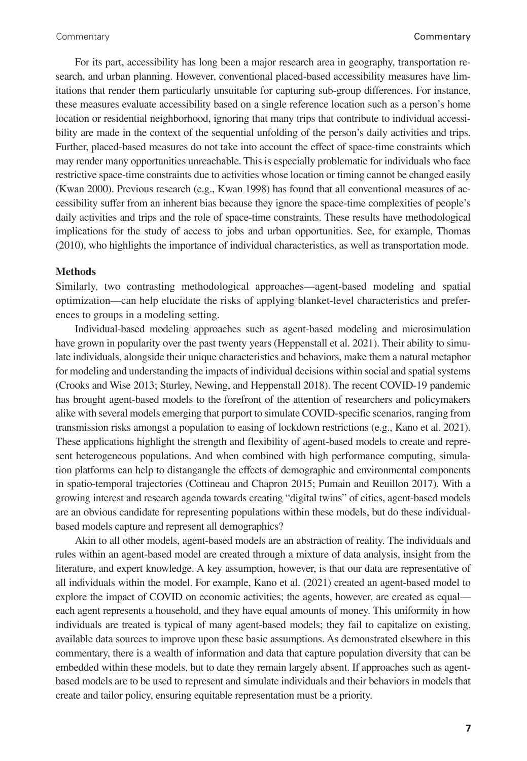For its part, accessibility has long been a major research area in geography, transportation research, and urban planning. However, conventional placed-based accessibility measures have limitations that render them particularly unsuitable for capturing sub-group differences. For instance, these measures evaluate accessibility based on a single reference location such as a person's home location or residential neighborhood, ignoring that many trips that contribute to individual accessibility are made in the context of the sequential unfolding of the person's daily activities and trips. Further, placed-based measures do not take into account the effect of space-time constraints which may render many opportunities unreachable. This is especially problematic for individuals who face restrictive space-time constraints due to activities whose location or timing cannot be changed easily (Kwan 2000). Previous research (e.g., Kwan 1998) has found that all conventional measures of accessibility suffer from an inherent bias because they ignore the space-time complexities of people's daily activities and trips and the role of space-time constraints. These results have methodological implications for the study of access to jobs and urban opportunities. See, for example, Thomas (2010), who highlights the importance of individual characteristics, as well as transportation mode.

**Methods**

Similarly, two contrasting methodological approaches—agent-based modeling and spatial optimization—can help elucidate the risks of applying blanket-level characteristics and preferences to groups in a modeling setting.

Individual-based modeling approaches such as agent-based modeling and microsimulation have grown in popularity over the past twenty years (Heppenstall et al. 2021). Their ability to simulate individuals, alongside their unique characteristics and behaviors, make them a natural metaphor for modeling and understanding the impacts of individual decisions within social and spatial systems (Crooks and Wise 2013; Sturley, Newing, and Heppenstall 2018). The recent COVID-19 pandemic has brought agent-based models to the forefront of the attention of researchers and policymakers alike with several models emerging that purport to simulate COVID-specific scenarios, ranging from transmission risks amongst a population to easing of lockdown restrictions (e.g., Kano et al. 2021). These applications highlight the strength and flexibility of agent-based models to create and represent heterogeneous populations. And when combined with high performance computing, simulation platforms can help to distangangle the effects of demographic and environmental components in spatio-temporal trajectories (Cottineau and Chapron 2015; Pumain and Reuillon 2017). With a growing interest and research agenda towards creating "digital twins" of cities, agent-based models are an obvious candidate for representing populations within these models, but do these individual-based models capture and represent all demographics?

Akin to all other models, agent-based models are an abstraction of reality. The individuals and rules within an agent-based model are created through a mixture of data analysis, insight from the literature, and expert knowledge. A key assumption, however, is that our data are representative of all individuals within the model. For example, Kano et al. (2021) created an agent-based model to explore the impact of COVID on economic activities; the agents, however, are created as equal—each agent represents a household, and they have equal amounts of money. This uniformity in how individuals are treated is typical of many agent-based models; they fail to capitalize on existing, available data sources to improve upon these basic assumptions. As demonstrated elsewhere in this commentary, there is a wealth of information and data that capture population diversity that can be embedded within these models, but to date they remain largely absent. If approaches such as agent-based models are to be used to represent and simulate individuals and their behaviors in models that create and tailor policy, ensuring equitable representation must be a priority.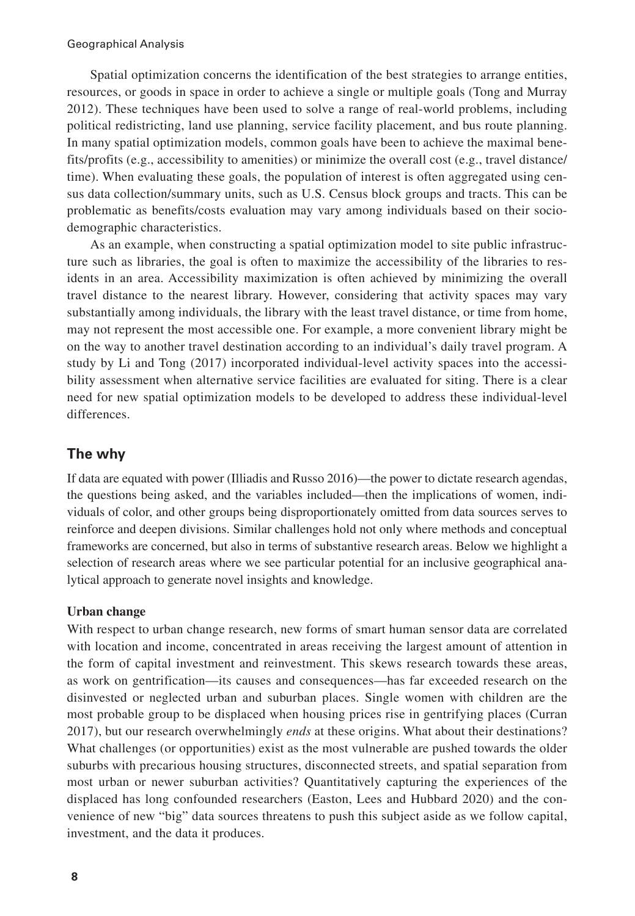Spatial optimization concerns the identification of the best strategies to arrange entities, resources, or goods in space in order to achieve a single or multiple goals (Tong and Murray 2012). These techniques have been used to solve a range of real-world problems, including political redistricting, land use planning, service facility placement, and bus route planning. In many spatial optimization models, common goals have been to achieve the maximal benefits/profits (e.g., accessibility to amenities) or minimize the overall cost (e.g., travel distance/time). When evaluating these goals, the population of interest is often aggregated using census data collection/summary units, such as U.S. Census block groups and tracts. This can be problematic as benefits/costs evaluation may vary among individuals based on their sociodemographic characteristics.

As an example, when constructing a spatial optimization model to site public infrastructure such as libraries, the goal is often to maximize the accessibility of the libraries to residents in an area. Accessibility maximization is often achieved by minimizing the overall travel distance to the nearest library. However, considering that activity spaces may vary substantially among individuals, the library with the least travel distance, or time from home, may not represent the most accessible one. For example, a more convenient library might be on the way to another travel destination according to an individual's daily travel program. A study by Li and Tong (2017) incorporated individual-level activity spaces into the accessibility assessment when alternative service facilities are evaluated for siting. There is a clear need for new spatial optimization models to be developed to address these individual-level differences.

## The why

If data are equated with power (Illiadis and Russo 2016)—the power to dictate research agendas, the questions being asked, and the variables included—then the implications of women, individuals of color, and other groups being disproportionately omitted from data sources serves to reinforce and deepen divisions. Similar challenges hold not only where methods and conceptual frameworks are concerned, but also in terms of substantive research areas. Below we highlight a selection of research areas where we see particular potential for an inclusive geographical analytical approach to generate novel insights and knowledge.

### Urban change

With respect to urban change research, new forms of smart human sensor data are correlated with location and income, concentrated in areas receiving the largest amount of attention in the form of capital investment and reinvestment. This skews research towards these areas, as work on gentrification—its causes and consequences—has far exceeded research on the disinvested or neglected urban and suburban places. Single women with children are the most probable group to be displaced when housing prices rise in gentrifying places (Curran 2017), but our research overwhelmingly *ends* at these origins. What about their destinations? What challenges (or opportunities) exist as the most vulnerable are pushed towards the older suburbs with precarious housing structures, disconnected streets, and spatial separation from most urban or newer suburban activities? Quantitatively capturing the experiences of the displaced has long confounded researchers (Easton, Lees and Hubbard 2020) and the convenience of new "big" data sources threatens to push this subject aside as we follow capital, investment, and the data it produces.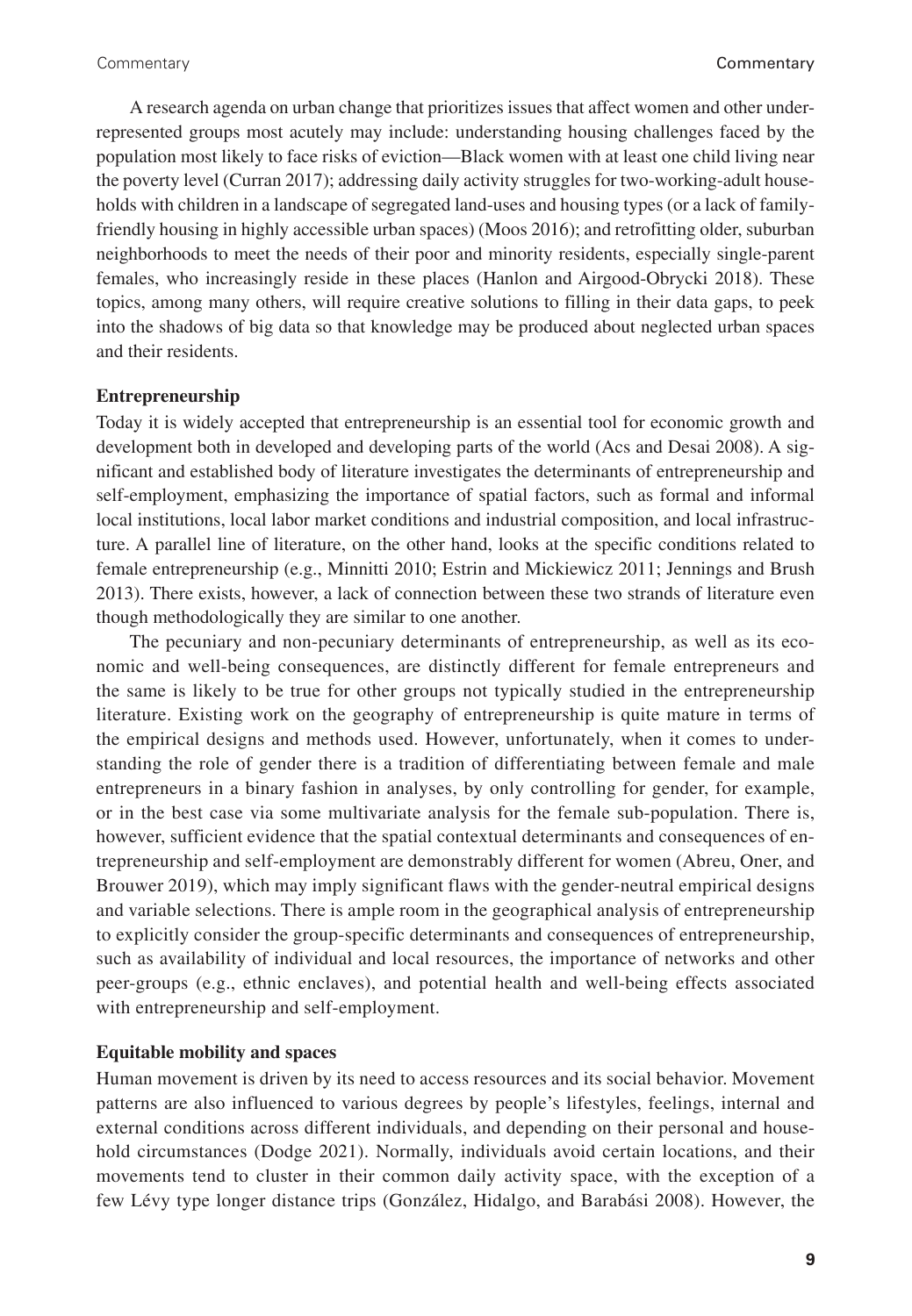A research agenda on urban change that prioritizes issues that affect women and other underrepresented groups most acutely may include: understanding housing challenges faced by the population most likely to face risks of eviction—Black women with at least one child living near the poverty level (Curran 2017); addressing daily activity struggles for two-working-adult households with children in a landscape of segregated land-uses and housing types (or a lack of family-friendly housing in highly accessible urban spaces) (Moos 2016); and retrofitting older, suburban neighborhoods to meet the needs of their poor and minority residents, especially single-parent females, who increasingly reside in these places (Hanlon and Airgood-Obrycki 2018). These topics, among many others, will require creative solutions to filling in their data gaps, to peek into the shadows of big data so that knowledge may be produced about neglected urban spaces and their residents.

**Entrepreneurship**

Today it is widely accepted that entrepreneurship is an essential tool for economic growth and development both in developed and developing parts of the world (Acs and Desai 2008). A significant and established body of literature investigates the determinants of entrepreneurship and self-employment, emphasizing the importance of spatial factors, such as formal and informal local institutions, local labor market conditions and industrial composition, and local infrastructure. A parallel line of literature, on the other hand, looks at the specific conditions related to female entrepreneurship (e.g., Minnitti 2010; Estrin and Mickiewicz 2011; Jennings and Brush 2013). There exists, however, a lack of connection between these two strands of literature even though methodologically they are similar to one another.

The pecuniary and non-pecuniary determinants of entrepreneurship, as well as its economic and well-being consequences, are distinctly different for female entrepreneurs and the same is likely to be true for other groups not typically studied in the entrepreneurship literature. Existing work on the geography of entrepreneurship is quite mature in terms of the empirical designs and methods used. However, unfortunately, when it comes to understanding the role of gender there is a tradition of differentiating between female and male entrepreneurs in a binary fashion in analyses, by only controlling for gender, for example, or in the best case via some multivariate analysis for the female sub-population. There is, however, sufficient evidence that the spatial contextual determinants and consequences of entrepreneurship and self-employment are demonstrably different for women (Abreu, Oner, and Brouwer 2019), which may imply significant flaws with the gender-neutral empirical designs and variable selections. There is ample room in the geographical analysis of entrepreneurship to explicitly consider the group-specific determinants and consequences of entrepreneurship, such as availability of individual and local resources, the importance of networks and other peer-groups (e.g., ethnic enclaves), and potential health and well-being effects associated with entrepreneurship and self-employment.

**Equitable mobility and spaces**

Human movement is driven by its need to access resources and its social behavior. Movement patterns are also influenced to various degrees by people's lifestyles, feelings, internal and external conditions across different individuals, and depending on their personal and household circumstances (Dodge 2021). Normally, individuals avoid certain locations, and their movements tend to cluster in their common daily activity space, with the exception of a few Lévy type longer distance trips (González, Hidalgo, and Barabási 2008). However, the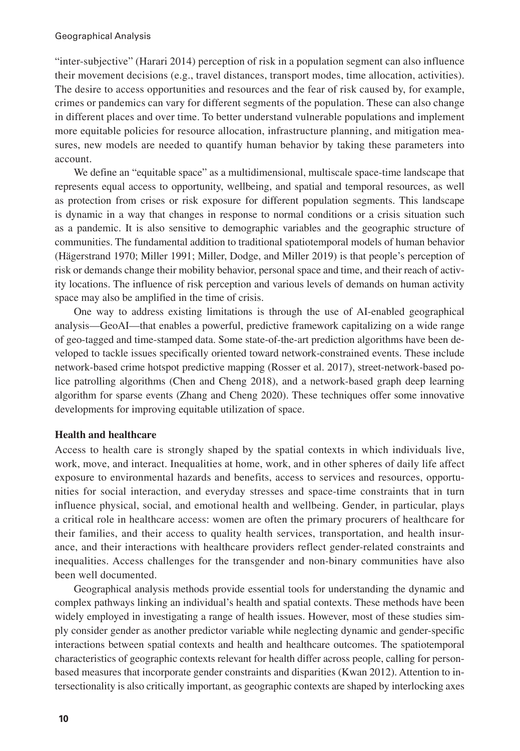"inter-subjective" (Harari 2014) perception of risk in a population segment can also influence their movement decisions (e.g., travel distances, transport modes, time allocation, activities). The desire to access opportunities and resources and the fear of risk caused by, for example, crimes or pandemics can vary for different segments of the population. These can also change in different places and over time. To better understand vulnerable populations and implement more equitable policies for resource allocation, infrastructure planning, and mitigation measures, new models are needed to quantify human behavior by taking these parameters into account.

We define an "equitable space" as a multidimensional, multiscale space-time landscape that represents equal access to opportunity, wellbeing, and spatial and temporal resources, as well as protection from crises or risk exposure for different population segments. This landscape is dynamic in a way that changes in response to normal conditions or a crisis situation such as a pandemic. It is also sensitive to demographic variables and the geographic structure of communities. The fundamental addition to traditional spatiotemporal models of human behavior (Hägerstrand 1970; Miller 1991; Miller, Dodge, and Miller 2019) is that people's perception of risk or demands change their mobility behavior, personal space and time, and their reach of activity locations. The influence of risk perception and various levels of demands on human activity space may also be amplified in the time of crisis.

One way to address existing limitations is through the use of AI-enabled geographical analysis—GeoAI—that enables a powerful, predictive framework capitalizing on a wide range of geo-tagged and time-stamped data. Some state-of-the-art prediction algorithms have been developed to tackle issues specifically oriented toward network-constrained events. These include network-based crime hotspot predictive mapping (Rosser et al. 2017), street-network-based police patrolling algorithms (Chen and Cheng 2018), and a network-based graph deep learning algorithm for sparse events (Zhang and Cheng 2020). These techniques offer some innovative developments for improving equitable utilization of space.

**Health and healthcare**

Access to health care is strongly shaped by the spatial contexts in which individuals live, work, move, and interact. Inequalities at home, work, and in other spheres of daily life affect exposure to environmental hazards and benefits, access to services and resources, opportunities for social interaction, and everyday stresses and space-time constraints that in turn influence physical, social, and emotional health and wellbeing. Gender, in particular, plays a critical role in healthcare access: women are often the primary procurers of healthcare for their families, and their access to quality health services, transportation, and health insurance, and their interactions with healthcare providers reflect gender-related constraints and inequalities. Access challenges for the transgender and non-binary communities have also been well documented.

Geographical analysis methods provide essential tools for understanding the dynamic and complex pathways linking an individual's health and spatial contexts. These methods have been widely employed in investigating a range of health issues. However, most of these studies simply consider gender as another predictor variable while neglecting dynamic and gender-specific interactions between spatial contexts and health and healthcare outcomes. The spatiotemporal characteristics of geographic contexts relevant for health differ across people, calling for person-based measures that incorporate gender constraints and disparities (Kwan 2012). Attention to intersectionality is also critically important, as geographic contexts are shaped by interlocking axes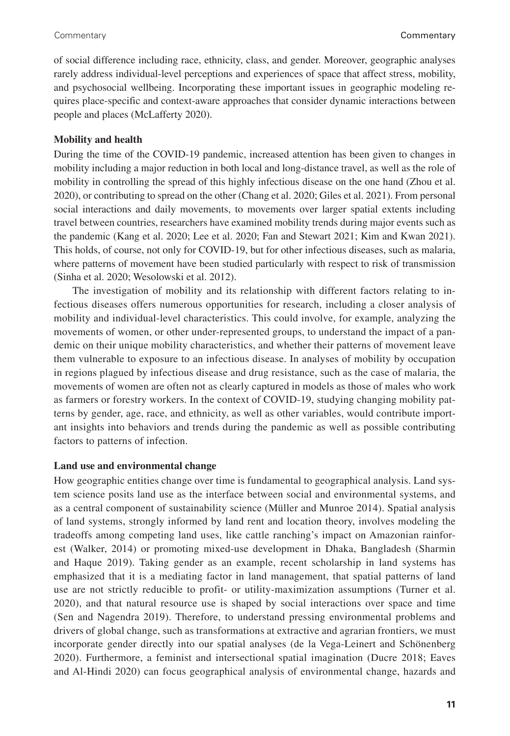of social difference including race, ethnicity, class, and gender. Moreover, geographic analyses rarely address individual-level perceptions and experiences of space that affect stress, mobility, and psychosocial wellbeing. Incorporating these important issues in geographic modeling requires place-specific and context-aware approaches that consider dynamic interactions between people and places (McLafferty 2020).

**Mobility and health**

During the time of the COVID-19 pandemic, increased attention has been given to changes in mobility including a major reduction in both local and long-distance travel, as well as the role of mobility in controlling the spread of this highly infectious disease on the one hand (Zhou et al. 2020), or contributing to spread on the other (Chang et al. 2020; Giles et al. 2021). From personal social interactions and daily movements, to movements over larger spatial extents including travel between countries, researchers have examined mobility trends during major events such as the pandemic (Kang et al. 2020; Lee et al. 2020; Fan and Stewart 2021; Kim and Kwan 2021). This holds, of course, not only for COVID-19, but for other infectious diseases, such as malaria, where patterns of movement have been studied particularly with respect to risk of transmission (Sinha et al. 2020; Wesolowski et al. 2012).

The investigation of mobility and its relationship with different factors relating to infectious diseases offers numerous opportunities for research, including a closer analysis of mobility and individual-level characteristics. This could involve, for example, analyzing the movements of women, or other under-represented groups, to understand the impact of a pandemic on their unique mobility characteristics, and whether their patterns of movement leave them vulnerable to exposure to an infectious disease. In analyses of mobility by occupation in regions plagued by infectious disease and drug resistance, such as the case of malaria, the movements of women are often not as clearly captured in models as those of males who work as farmers or forestry workers. In the context of COVID-19, studying changing mobility patterns by gender, age, race, and ethnicity, as well as other variables, would contribute important insights into behaviors and trends during the pandemic as well as possible contributing factors to patterns of infection.

**Land use and environmental change**

How geographic entities change over time is fundamental to geographical analysis. Land system science posits land use as the interface between social and environmental systems, and as a central component of sustainability science (Müller and Munroe 2014). Spatial analysis of land systems, strongly informed by land rent and location theory, involves modeling the tradeoffs among competing land uses, like cattle ranching's impact on Amazonian rainforest (Walker, 2014) or promoting mixed-use development in Dhaka, Bangladesh (Sharmin and Haque 2019). Taking gender as an example, recent scholarship in land systems has emphasized that it is a mediating factor in land management, that spatial patterns of land use are not strictly reducible to profit- or utility-maximization assumptions (Turner et al. 2020), and that natural resource use is shaped by social interactions over space and time (Sen and Nagendra 2019). Therefore, to understand pressing environmental problems and drivers of global change, such as transformations at extractive and agrarian frontiers, we must incorporate gender directly into our spatial analyses (de la Vega-Leinert and Schönenberg 2020). Furthermore, a feminist and intersectional spatial imagination (Ducre 2018; Eaves and Al-Hindi 2020) can focus geographical analysis of environmental change, hazards and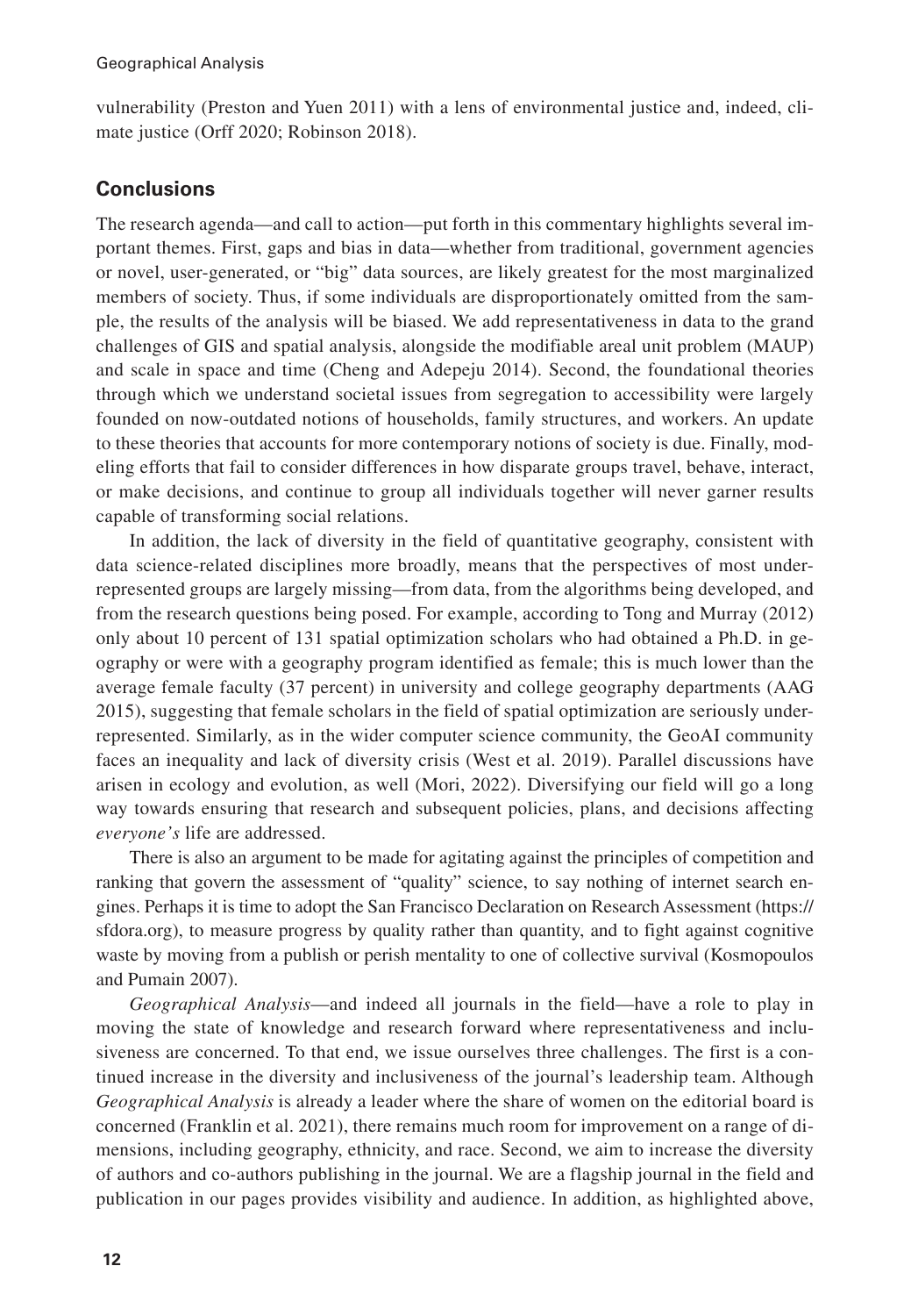vulnerability (Preston and Yuen 2011) with a lens of environmental justice and, indeed, climate justice (Orff 2020; Robinson 2018).

## Conclusions

The research agenda—and call to action—put forth in this commentary highlights several important themes. First, gaps and bias in data—whether from traditional, government agencies or novel, user-generated, or "big" data sources, are likely greatest for the most marginalized members of society. Thus, if some individuals are disproportionately omitted from the sample, the results of the analysis will be biased. We add representativeness in data to the grand challenges of GIS and spatial analysis, alongside the modifiable areal unit problem (MAUP) and scale in space and time (Cheng and Adepeju 2014). Second, the foundational theories through which we understand societal issues from segregation to accessibility were largely founded on now-outdated notions of households, family structures, and workers. An update to these theories that accounts for more contemporary notions of society is due. Finally, modeling efforts that fail to consider differences in how disparate groups travel, behave, interact, or make decisions, and continue to group all individuals together will never garner results capable of transforming social relations.

In addition, the lack of diversity in the field of quantitative geography, consistent with data science-related disciplines more broadly, means that the perspectives of most underrepresented groups are largely missing—from data, from the algorithms being developed, and from the research questions being posed. For example, according to Tong and Murray (2012) only about 10 percent of 131 spatial optimization scholars who had obtained a Ph.D. in geography or were with a geography program identified as female; this is much lower than the average female faculty (37 percent) in university and college geography departments (AAG 2015), suggesting that female scholars in the field of spatial optimization are seriously underrepresented. Similarly, as in the wider computer science community, the GeoAI community faces an inequality and lack of diversity crisis (West et al. 2019). Parallel discussions have arisen in ecology and evolution, as well (Mori, 2022). Diversifying our field will go a long way towards ensuring that research and subsequent policies, plans, and decisions affecting *everyone's* life are addressed.

There is also an argument to be made for agitating against the principles of competition and ranking that govern the assessment of "quality" science, to say nothing of internet search engines. Perhaps it is time to adopt the San Francisco Declaration on Research Assessment (https://sfdora.org), to measure progress by quality rather than quantity, and to fight against cognitive waste by moving from a publish or perish mentality to one of collective survival (Kosmopoulos and Pumain 2007).

*Geographical Analysis*—and indeed all journals in the field—have a role to play in moving the state of knowledge and research forward where representativeness and inclusiveness are concerned. To that end, we issue ourselves three challenges. The first is a continued increase in the diversity and inclusiveness of the journal's leadership team. Although *Geographical Analysis* is already a leader where the share of women on the editorial board is concerned (Franklin et al. 2021), there remains much room for improvement on a range of dimensions, including geography, ethnicity, and race. Second, we aim to increase the diversity of authors and co-authors publishing in the journal. We are a flagship journal in the field and publication in our pages provides visibility and audience. In addition, as highlighted above,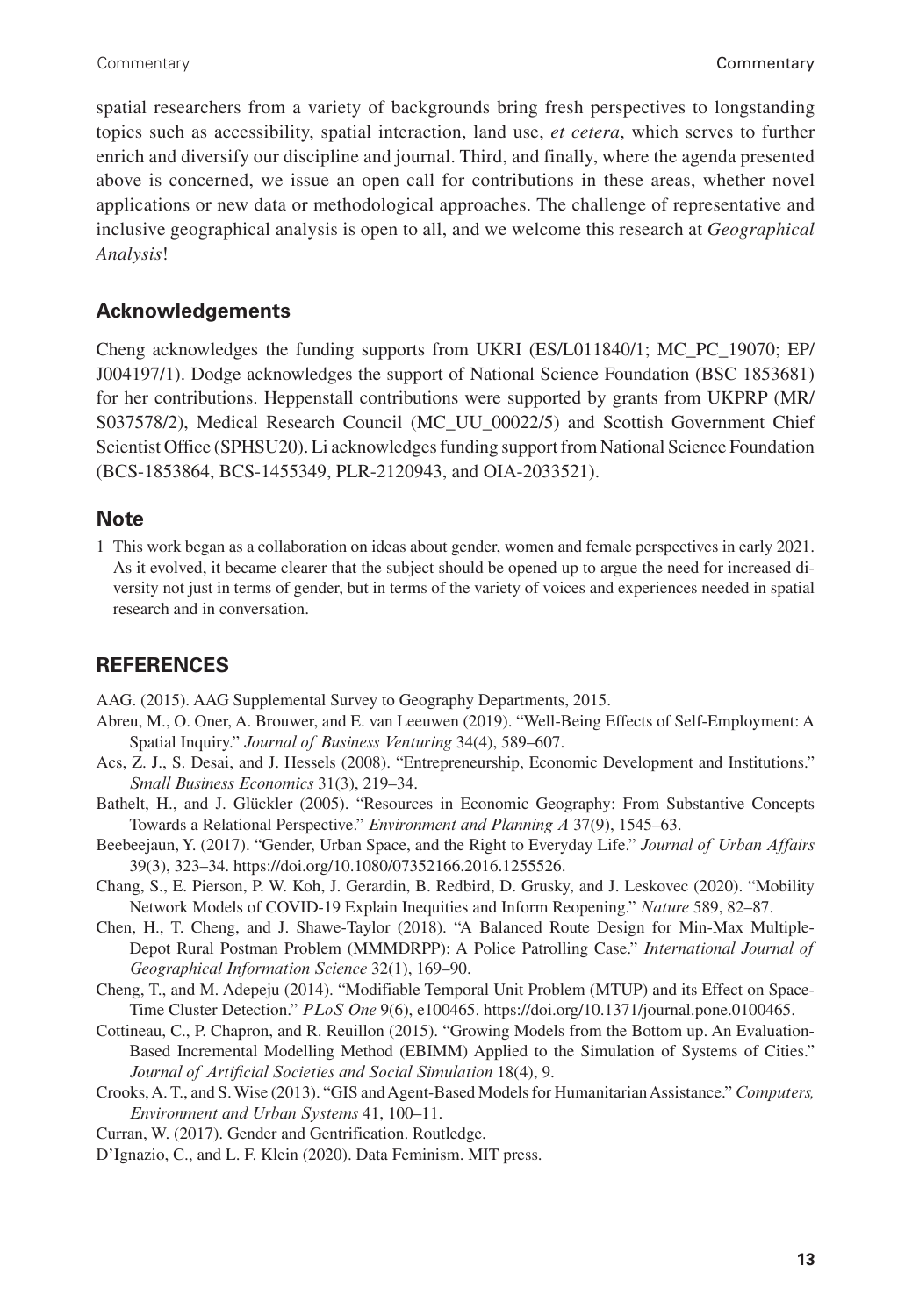spatial researchers from a variety of backgrounds bring fresh perspectives to longstanding topics such as accessibility, spatial interaction, land use, *et cetera*, which serves to further enrich and diversify our discipline and journal. Third, and finally, where the agenda presented above is concerned, we issue an open call for contributions in these areas, whether novel applications or new data or methodological approaches. The challenge of representative and inclusive geographical analysis is open to all, and we welcome this research at *Geographical Analysis*!

## Acknowledgements

Cheng acknowledges the funding supports from UKRI (ES/L011840/1; MC_PC_19070; EP/J004197/1). Dodge acknowledges the support of National Science Foundation (BSC 1853681) for her contributions. Heppenstall contributions were supported by grants from UKPRP (MR/S037578/2), Medical Research Council (MC_UU_00022/5) and Scottish Government Chief Scientist Office (SPHSU20). Li acknowledges funding support from National Science Foundation (BCS-1853864, BCS-1455349, PLR-2120943, and OIA-2033521).

## Note

1 This work began as a collaboration on ideas about gender, women and female perspectives in early 2021. As it evolved, it became clearer that the subject should be opened up to argue the need for increased diversity not just in terms of gender, but in terms of the variety of voices and experiences needed in spatial research and in conversation.

## REFERENCES

AAG. (2015). AAG Supplemental Survey to Geography Departments, 2015.

Abreu, M., O. Oner, A. Brouwer, and E. van Leeuwen (2019). "Well-Being Effects of Self-Employment: A Spatial Inquiry." *Journal of Business Venturing* 34(4), 589–607.

Acs, Z. J., S. Desai, and J. Hessels (2008). "Entrepreneurship, Economic Development and Institutions." *Small Business Economics* 31(3), 219–34.

Bathelt, H., and J. Glückler (2005). "Resources in Economic Geography: From Substantive Concepts Towards a Relational Perspective." *Environment and Planning A* 37(9), 1545–63.

Beebeejaun, Y. (2017). "Gender, Urban Space, and the Right to Everyday Life." *Journal of Urban Affairs* 39(3), 323–34. https://doi.org/10.1080/07352166.2016.1255526.

Chang, S., E. Pierson, P. W. Koh, J. Gerardin, B. Redbird, D. Grusky, and J. Leskovec (2020). "Mobility Network Models of COVID-19 Explain Inequities and Inform Reopening." *Nature* 589, 82–87.

Chen, H., T. Cheng, and J. Shawe-Taylor (2018). "A Balanced Route Design for Min-Max Multiple-Depot Rural Postman Problem (MMMDRPP): A Police Patrolling Case." *International Journal of Geographical Information Science* 32(1), 169–90.

Cheng, T., and M. Adepeju (2014). "Modifiable Temporal Unit Problem (MTUP) and its Effect on Space-Time Cluster Detection." *PLoS One* 9(6), e100465. https://doi.org/10.1371/journal.pone.0100465.

Cottineau, C., P. Chapron, and R. Reuillon (2015). "Growing Models from the Bottom up. An Evaluation-Based Incremental Modelling Method (EBIMM) Applied to the Simulation of Systems of Cities." *Journal of Artificial Societies and Social Simulation* 18(4), 9.

Crooks, A. T., and S. Wise (2013). "GIS and Agent-Based Models for Humanitarian Assistance." *Computers, Environment and Urban Systems* 41, 100–11.

Curran, W. (2017). Gender and Gentrification. Routledge.

D'Ignazio, C., and L. F. Klein (2020). Data Feminism. MIT press.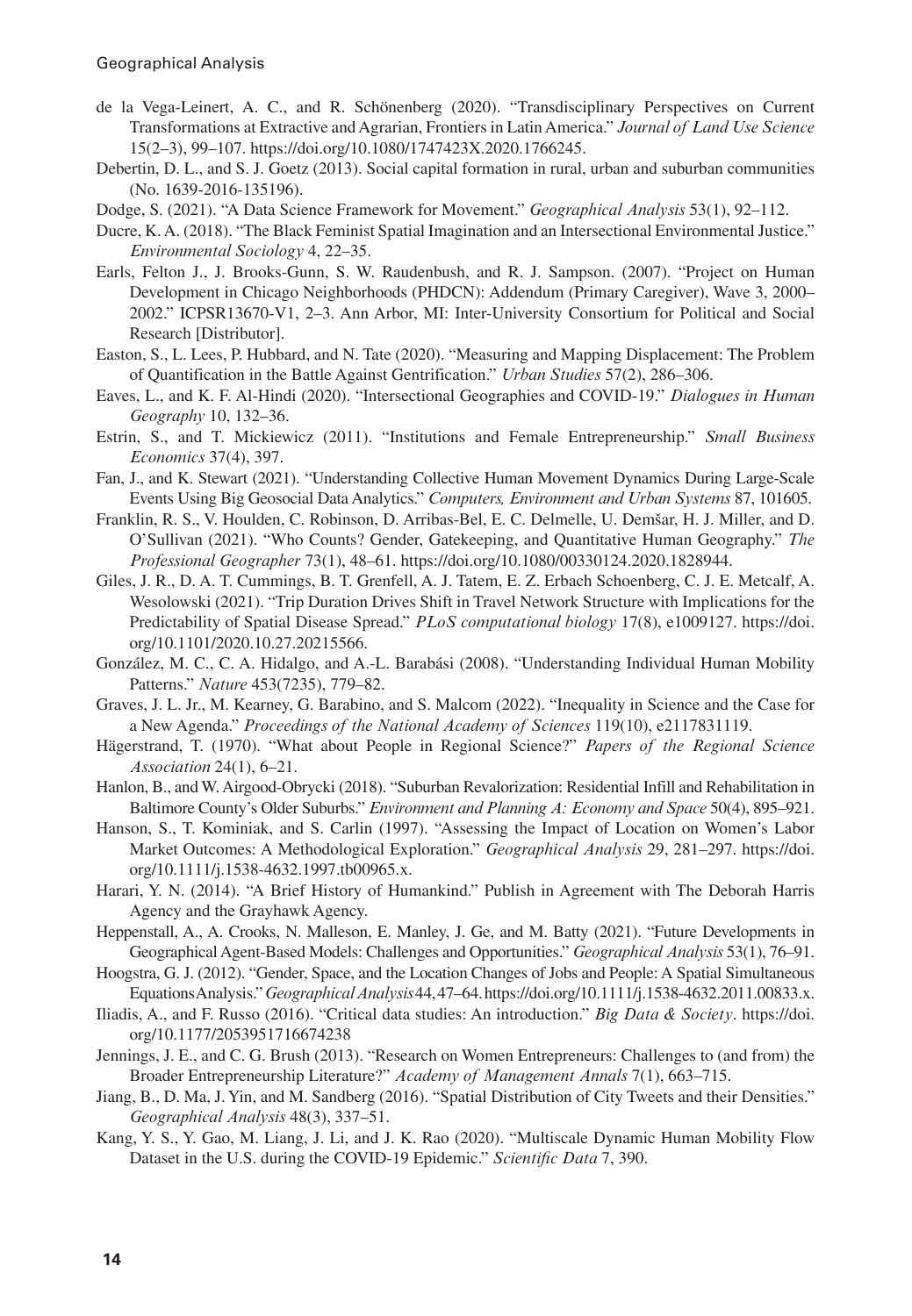de la Vega-Leinert, A. C., and R. Schönenberg (2020). "Transdisciplinary Perspectives on Current Transformations at Extractive and Agrarian, Frontiers in Latin America." *Journal of Land Use Science* 15(2–3), 99–107. https://doi.org/10.1080/1747423X.2020.1766245.

Debertin, D. L., and S. J. Goetz (2013). Social capital formation in rural, urban and suburban communities (No. 1639-2016-135196).

Dodge, S. (2021). "A Data Science Framework for Movement." *Geographical Analysis* 53(1), 92–112.

Ducre, K. A. (2018). "The Black Feminist Spatial Imagination and an Intersectional Environmental Justice." *Environmental Sociology* 4, 22–35.

Earls, Felton J., J. Brooks-Gunn, S. W. Raudenbush, and R. J. Sampson. (2007). "Project on Human Development in Chicago Neighborhoods (PHDCN): Addendum (Primary Caregiver), Wave 3, 2000–2002." ICPSR13670-V1, 2–3. Ann Arbor, MI: Inter-University Consortium for Political and Social Research [Distributor].

Easton, S., L. Lees, P. Hubbard, and N. Tate (2020). "Measuring and Mapping Displacement: The Problem of Quantification in the Battle Against Gentrification." *Urban Studies* 57(2), 286–306.

Eaves, L., and K. F. Al-Hindi (2020). "Intersectional Geographies and COVID-19." *Dialogues in Human Geography* 10, 132–36.

Estrin, S., and T. Mickiewicz (2011). "Institutions and Female Entrepreneurship." *Small Business Economics* 37(4), 397.

Fan, J., and K. Stewart (2021). "Understanding Collective Human Movement Dynamics During Large-Scale Events Using Big Geosocial Data Analytics." *Computers, Environment and Urban Systems* 87, 101605.

Franklin, R. S., V. Houlden, C. Robinson, D. Arribas-Bel, E. C. Delmelle, U. Demšar, H. J. Miller, and D. O'Sullivan (2021). "Who Counts? Gender, Gatekeeping, and Quantitative Human Geography." *The Professional Geographer* 73(1), 48–61. https://doi.org/10.1080/00330124.2020.1828944.

Giles, J. R., D. A. T. Cummings, B. T. Grenfell, A. J. Tatem, E. Z. Erbach Schoenberg, C. J. E. Metcalf, A. Wesolowski (2021). "Trip Duration Drives Shift in Travel Network Structure with Implications for the Predictability of Spatial Disease Spread." *PLoS computational biology* 17(8), e1009127. https://doi.org/10.1101/2020.10.27.20215566.

González, M. C., C. A. Hidalgo, and A.-L. Barabási (2008). "Understanding Individual Human Mobility Patterns." *Nature* 453(7235), 779–82.

Graves, J. L. Jr., M. Kearney, G. Barabino, and S. Malcom (2022). "Inequality in Science and the Case for a New Agenda." *Proceedings of the National Academy of Sciences* 119(10), e2117831119.

Hägerstrand, T. (1970). "What about People in Regional Science?" *Papers of the Regional Science Association* 24(1), 6–21.

Hanlon, B., and W. Airgood-Obrycki (2018). "Suburban Revalorization: Residential Infill and Rehabilitation in Baltimore County's Older Suburbs." *Environment and Planning A: Economy and Space* 50(4), 895–921.

Hanson, S., T. Kominiak, and S. Carlin (1997). "Assessing the Impact of Location on Women's Labor Market Outcomes: A Methodological Exploration." *Geographical Analysis* 29, 281–297. https://doi.org/10.1111/j.1538-4632.1997.tb00965.x.

Harari, Y. N. (2014). "A Brief History of Humankind." Publish in Agreement with The Deborah Harris Agency and the Grayhawk Agency.

Heppenstall, A., A. Crooks, N. Malleson, E. Manley, J. Ge, and M. Batty (2021). "Future Developments in Geographical Agent-Based Models: Challenges and Opportunities." *Geographical Analysis* 53(1), 76–91.

Hoogstra, G. J. (2012). "Gender, Space, and the Location Changes of Jobs and People: A Spatial Simultaneous Equations Analysis." *Geographical Analysis* 44, 47–64. https://doi.org/10.1111/j.1538-4632.2011.00833.x.

Iliadis, A., and F. Russo (2016). "Critical data studies: An introduction." *Big Data & Society*. https://doi.org/10.1177/2053951716674238

Jennings, J. E., and C. G. Brush (2013). "Research on Women Entrepreneurs: Challenges to (and from) the Broader Entrepreneurship Literature?" *Academy of Management Annals* 7(1), 663–715.

Jiang, B., D. Ma, J. Yin, and M. Sandberg (2016). "Spatial Distribution of City Tweets and their Densities." *Geographical Analysis* 48(3), 337–51.

Kang, Y. S., Y. Gao, M. Liang, J. Li, and J. K. Rao (2020). "Multiscale Dynamic Human Mobility Flow Dataset in the U.S. during the COVID-19 Epidemic." *Scientific Data* 7, 390.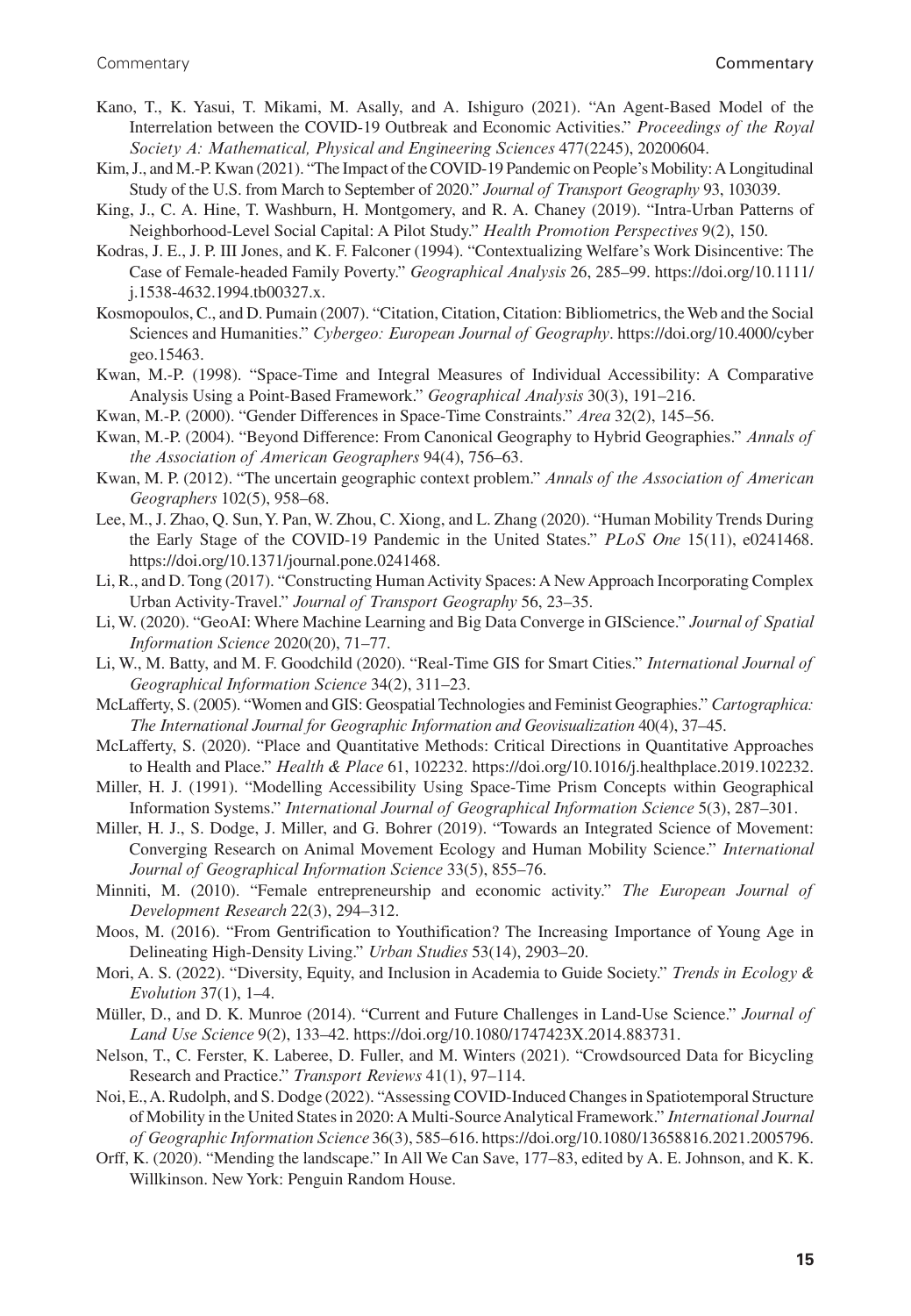Kano, T., K. Yasui, T. Mikami, M. Asally, and A. Ishiguro (2021). "An Agent-Based Model of the Interrelation between the COVID-19 Outbreak and Economic Activities." *Proceedings of the Royal Society A: Mathematical, Physical and Engineering Sciences* 477(2245), 20200604.

Kim, J., and M.-P. Kwan (2021). "The Impact of the COVID-19 Pandemic on People's Mobility: A Longitudinal Study of the U.S. from March to September of 2020." *Journal of Transport Geography* 93, 103039.

King, J., C. A. Hine, T. Washburn, H. Montgomery, and R. A. Chaney (2019). "Intra-Urban Patterns of Neighborhood-Level Social Capital: A Pilot Study." *Health Promotion Perspectives* 9(2), 150.

Kodras, J. E., J. P. III Jones, and K. F. Falconer (1994). "Contextualizing Welfare's Work Disincentive: The Case of Female-headed Family Poverty." *Geographical Analysis* 26, 285–99. https://doi.org/10.1111/j.1538-4632.1994.tb00327.x.

Kosmopoulos, C., and D. Pumain (2007). "Citation, Citation, Citation: Bibliometrics, the Web and the Social Sciences and Humanities." *Cybergeo: European Journal of Geography*. https://doi.org/10.4000/cybergeo.15463.

Kwan, M.-P. (1998). "Space-Time and Integral Measures of Individual Accessibility: A Comparative Analysis Using a Point-Based Framework." *Geographical Analysis* 30(3), 191–216.

Kwan, M.-P. (2000). "Gender Differences in Space-Time Constraints." *Area* 32(2), 145–56.

Kwan, M.-P. (2004). "Beyond Difference: From Canonical Geography to Hybrid Geographies." *Annals of the Association of American Geographers* 94(4), 756–63.

Kwan, M. P. (2012). "The uncertain geographic context problem." *Annals of the Association of American Geographers* 102(5), 958–68.

Lee, M., J. Zhao, Q. Sun, Y. Pan, W. Zhou, C. Xiong, and L. Zhang (2020). "Human Mobility Trends During the Early Stage of the COVID-19 Pandemic in the United States." *PLoS One* 15(11), e0241468. https://doi.org/10.1371/journal.pone.0241468.

Li, R., and D. Tong (2017). "Constructing Human Activity Spaces: A New Approach Incorporating Complex Urban Activity-Travel." *Journal of Transport Geography* 56, 23–35.

Li, W. (2020). "GeoAI: Where Machine Learning and Big Data Converge in GIScience." *Journal of Spatial Information Science* 2020(20), 71–77.

Li, W., M. Batty, and M. F. Goodchild (2020). "Real-Time GIS for Smart Cities." *International Journal of Geographical Information Science* 34(2), 311–23.

McLafferty, S. (2005). "Women and GIS: Geospatial Technologies and Feminist Geographies." *Cartographica: The International Journal for Geographic Information and Geovisualization* 40(4), 37–45.

McLafferty, S. (2020). "Place and Quantitative Methods: Critical Directions in Quantitative Approaches to Health and Place." *Health & Place* 61, 102232. https://doi.org/10.1016/j.healthplace.2019.102232.

Miller, H. J. (1991). "Modelling Accessibility Using Space-Time Prism Concepts within Geographical Information Systems." *International Journal of Geographical Information Science* 5(3), 287–301.

Miller, H. J., S. Dodge, J. Miller, and G. Bohrer (2019). "Towards an Integrated Science of Movement: Converging Research on Animal Movement Ecology and Human Mobility Science." *International Journal of Geographical Information Science* 33(5), 855–76.

Minniti, M. (2010). "Female entrepreneurship and economic activity." *The European Journal of Development Research* 22(3), 294–312.

Moos, M. (2016). "From Gentrification to Youthification? The Increasing Importance of Young Age in Delineating High-Density Living." *Urban Studies* 53(14), 2903–20.

Mori, A. S. (2022). "Diversity, Equity, and Inclusion in Academia to Guide Society." *Trends in Ecology & Evolution* 37(1), 1–4.

Müller, D., and D. K. Munroe (2014). "Current and Future Challenges in Land-Use Science." *Journal of Land Use Science* 9(2), 133–42. https://doi.org/10.1080/1747423X.2014.883731.

Nelson, T., C. Ferster, K. Laberee, D. Fuller, and M. Winters (2021). "Crowdsourced Data for Bicycling Research and Practice." *Transport Reviews* 41(1), 97–114.

Noi, E., A. Rudolph, and S. Dodge (2022). "Assessing COVID-Induced Changes in Spatiotemporal Structure of Mobility in the United States in 2020: A Multi-Source Analytical Framework." *International Journal of Geographic Information Science* 36(3), 585–616. https://doi.org/10.1080/13658816.2021.2005796.

Orff, K. (2020). "Mending the landscape." In All We Can Save, 177–83, edited by A. E. Johnson, and K. K. Willkinson. New York: Penguin Random House.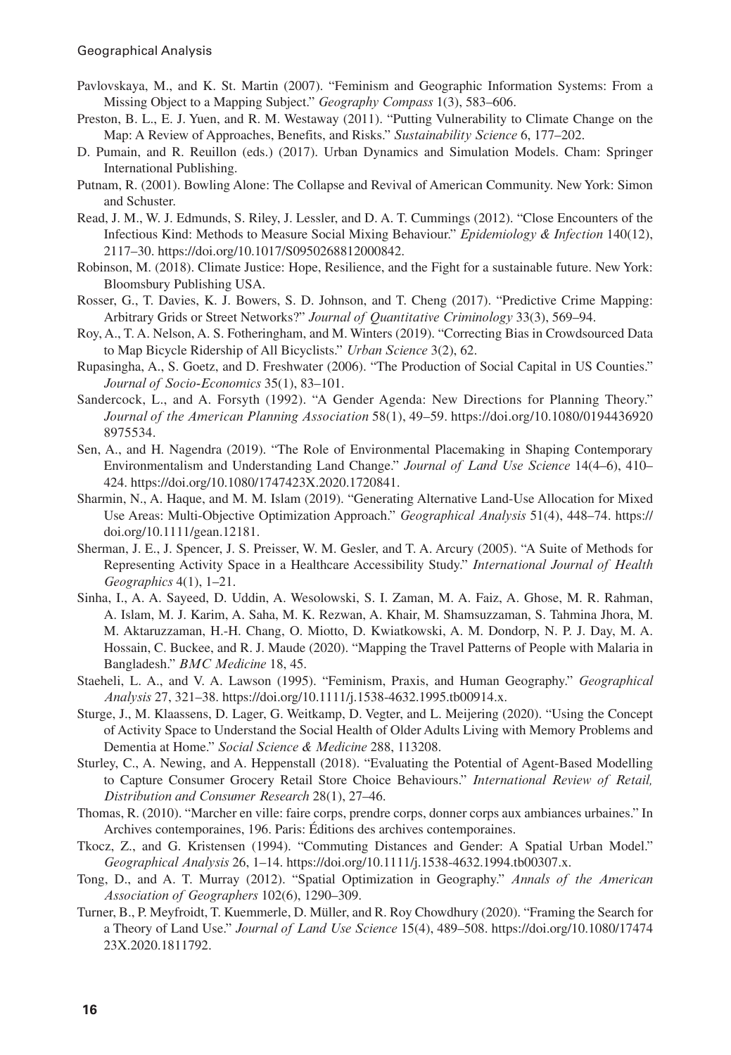Pavlovskaya, M., and K. St. Martin (2007). "Feminism and Geographic Information Systems: From a Missing Object to a Mapping Subject." *Geography Compass* 1(3), 583–606.

Preston, B. L., E. J. Yuen, and R. M. Westaway (2011). "Putting Vulnerability to Climate Change on the Map: A Review of Approaches, Benefits, and Risks." *Sustainability Science* 6, 177–202.

D. Pumain, and R. Reuillon (eds.) (2017). Urban Dynamics and Simulation Models. Cham: Springer International Publishing.

Putnam, R. (2001). Bowling Alone: The Collapse and Revival of American Community. New York: Simon and Schuster.

Read, J. M., W. J. Edmunds, S. Riley, J. Lessler, and D. A. T. Cummings (2012). "Close Encounters of the Infectious Kind: Methods to Measure Social Mixing Behaviour." *Epidemiology & Infection* 140(12), 2117–30. https://doi.org/10.1017/S0950268812000842.

Robinson, M. (2018). Climate Justice: Hope, Resilience, and the Fight for a sustainable future. New York: Bloomsbury Publishing USA.

Rosser, G., T. Davies, K. J. Bowers, S. D. Johnson, and T. Cheng (2017). "Predictive Crime Mapping: Arbitrary Grids or Street Networks?" *Journal of Quantitative Criminology* 33(3), 569–94.

Roy, A., T. A. Nelson, A. S. Fotheringham, and M. Winters (2019). "Correcting Bias in Crowdsourced Data to Map Bicycle Ridership of All Bicyclists." *Urban Science* 3(2), 62.

Rupasingha, A., S. Goetz, and D. Freshwater (2006). "The Production of Social Capital in US Counties." *Journal of Socio-Economics* 35(1), 83–101.

Sandercock, L., and A. Forsyth (1992). "A Gender Agenda: New Directions for Planning Theory." *Journal of the American Planning Association* 58(1), 49–59. https://doi.org/10.1080/01944369208975534.

Sen, A., and H. Nagendra (2019). "The Role of Environmental Placemaking in Shaping Contemporary Environmentalism and Understanding Land Change." *Journal of Land Use Science* 14(4–6), 410–424. https://doi.org/10.1080/1747423X.2020.1720841.

Sharmin, N., A. Haque, and M. M. Islam (2019). "Generating Alternative Land-Use Allocation for Mixed Use Areas: Multi-Objective Optimization Approach." *Geographical Analysis* 51(4), 448–74. https://doi.org/10.1111/gean.12181.

Sherman, J. E., J. Spencer, J. S. Preisser, W. M. Gesler, and T. A. Arcury (2005). "A Suite of Methods for Representing Activity Space in a Healthcare Accessibility Study." *International Journal of Health Geographics* 4(1), 1–21.

Sinha, I., A. A. Sayeed, D. Uddin, A. Wesolowski, S. I. Zaman, M. A. Faiz, A. Ghose, M. R. Rahman, A. Islam, M. J. Karim, A. Saha, M. K. Rezwan, A. Khair, M. Shamsuzzaman, S. Tahmina Jhora, M. M. Aktaruzzaman, H.-H. Chang, O. Miotto, D. Kwiatkowski, A. M. Dondorp, N. P. J. Day, M. A. Hossain, C. Buckee, and R. J. Maude (2020). "Mapping the Travel Patterns of People with Malaria in Bangladesh." *BMC Medicine* 18, 45.

Staeheli, L. A., and V. A. Lawson (1995). "Feminism, Praxis, and Human Geography." *Geographical Analysis* 27, 321–38. https://doi.org/10.1111/j.1538-4632.1995.tb00914.x.

Sturge, J., M. Klaassens, D. Lager, G. Weitkamp, D. Vegter, and L. Meijering (2020). "Using the Concept of Activity Space to Understand the Social Health of Older Adults Living with Memory Problems and Dementia at Home." *Social Science & Medicine* 288, 113208.

Sturley, C., A. Newing, and A. Heppenstall (2018). "Evaluating the Potential of Agent-Based Modelling to Capture Consumer Grocery Retail Store Choice Behaviours." *International Review of Retail, Distribution and Consumer Research* 28(1), 27–46.

Thomas, R. (2010). "Marcher en ville: faire corps, prendre corps, donner corps aux ambiances urbaines." In Archives contemporaines, 196. Paris: Éditions des archives contemporaines.

Tkocz, Z., and G. Kristensen (1994). "Commuting Distances and Gender: A Spatial Urban Model." *Geographical Analysis* 26, 1–14. https://doi.org/10.1111/j.1538-4632.1994.tb00307.x.

Tong, D., and A. T. Murray (2012). "Spatial Optimization in Geography." *Annals of the American Association of Geographers* 102(6), 1290–309.

Turner, B., P. Meyfroidt, T. Kuemmerle, D. Müller, and R. Roy Chowdhury (2020). "Framing the Search for a Theory of Land Use." *Journal of Land Use Science* 15(4), 489–508. https://doi.org/10.1080/1747423X.2020.1811792.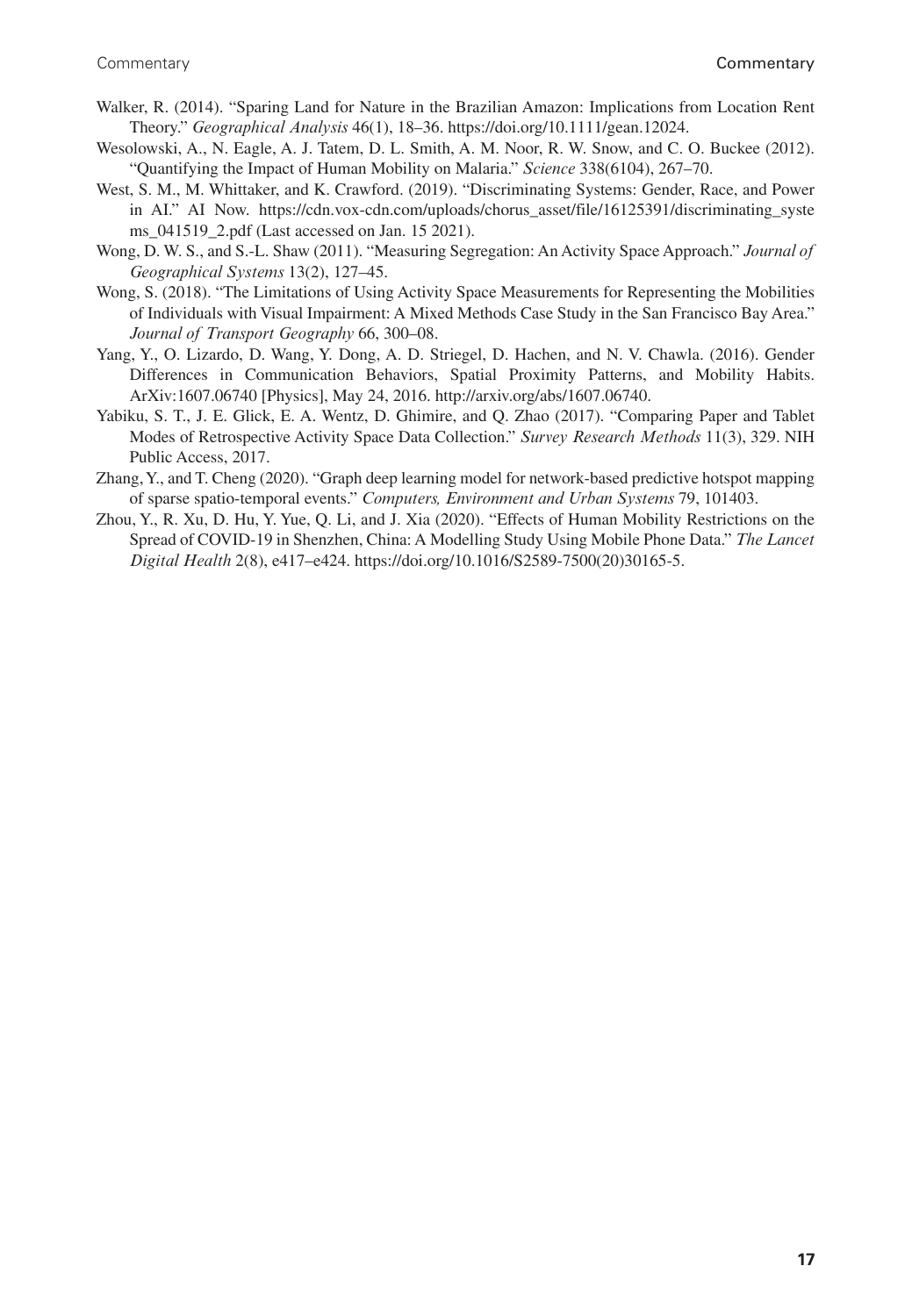Walker, R. (2014). "Sparing Land for Nature in the Brazilian Amazon: Implications from Location Rent Theory." *Geographical Analysis* 46(1), 18–36. https://doi.org/10.1111/gean.12024.

Wesolowski, A., N. Eagle, A. J. Tatem, D. L. Smith, A. M. Noor, R. W. Snow, and C. O. Buckee (2012). "Quantifying the Impact of Human Mobility on Malaria." *Science* 338(6104), 267–70.

West, S. M., M. Whittaker, and K. Crawford. (2019). "Discriminating Systems: Gender, Race, and Power in AI." AI Now. https://cdn.vox-cdn.com/uploads/chorus_asset/file/16125391/discriminating_systems_041519_2.pdf (Last accessed on Jan. 15 2021).

Wong, D. W. S., and S.-L. Shaw (2011). "Measuring Segregation: An Activity Space Approach." *Journal of Geographical Systems* 13(2), 127–45.

Wong, S. (2018). "The Limitations of Using Activity Space Measurements for Representing the Mobilities of Individuals with Visual Impairment: A Mixed Methods Case Study in the San Francisco Bay Area." *Journal of Transport Geography* 66, 300–08.

Yang, Y., O. Lizardo, D. Wang, Y. Dong, A. D. Striegel, D. Hachen, and N. V. Chawla. (2016). Gender Differences in Communication Behaviors, Spatial Proximity Patterns, and Mobility Habits. ArXiv:1607.06740 [Physics], May 24, 2016. http://arxiv.org/abs/1607.06740.

Yabiku, S. T., J. E. Glick, E. A. Wentz, D. Ghimire, and Q. Zhao (2017). "Comparing Paper and Tablet Modes of Retrospective Activity Space Data Collection." *Survey Research Methods* 11(3), 329. NIH Public Access, 2017.

Zhang, Y., and T. Cheng (2020). "Graph deep learning model for network-based predictive hotspot mapping of sparse spatio-temporal events." *Computers, Environment and Urban Systems* 79, 101403.

Zhou, Y., R. Xu, D. Hu, Y. Yue, Q. Li, and J. Xia (2020). "Effects of Human Mobility Restrictions on the Spread of COVID-19 in Shenzhen, China: A Modelling Study Using Mobile Phone Data." *The Lancet Digital Health* 2(8), e417–e424. https://doi.org/10.1016/S2589-7500(20)30165-5.